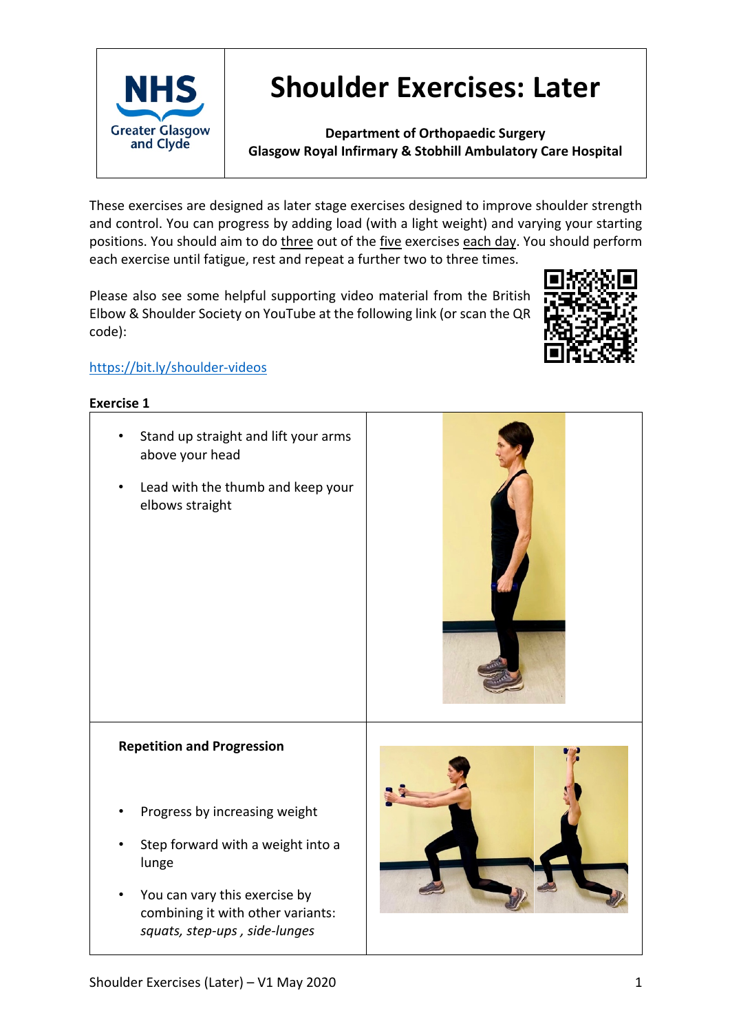NHS Greater Glasgow and Clyde

# Shoulder Exercises: Later

**Department of Orthopaedic Surgery**
**Glasgow Royal Infirmary & Stobhill Ambulatory Care Hospital**

These exercises are designed as later stage exercises designed to improve shoulder strength and control. You can progress by adding load (with a light weight) and varying your starting positions. You should aim to do three out of the five exercises each day. You should perform each exercise until fatigue, rest and repeat a further two to three times.

Please also see some helpful supporting video material from the British Elbow & Shoulder Society on YouTube at the following link (or scan the QR code):

https://bit.ly/shoulder-videos

**Exercise 1**

- Stand up straight and lift your arms above your head
- Lead with the thumb and keep your elbows straight

**Repetition and Progression**

- Progress by increasing weight
- Step forward with a weight into a lunge
- You can vary this exercise by combining it with other variants: *squats, step-ups , side-lunges*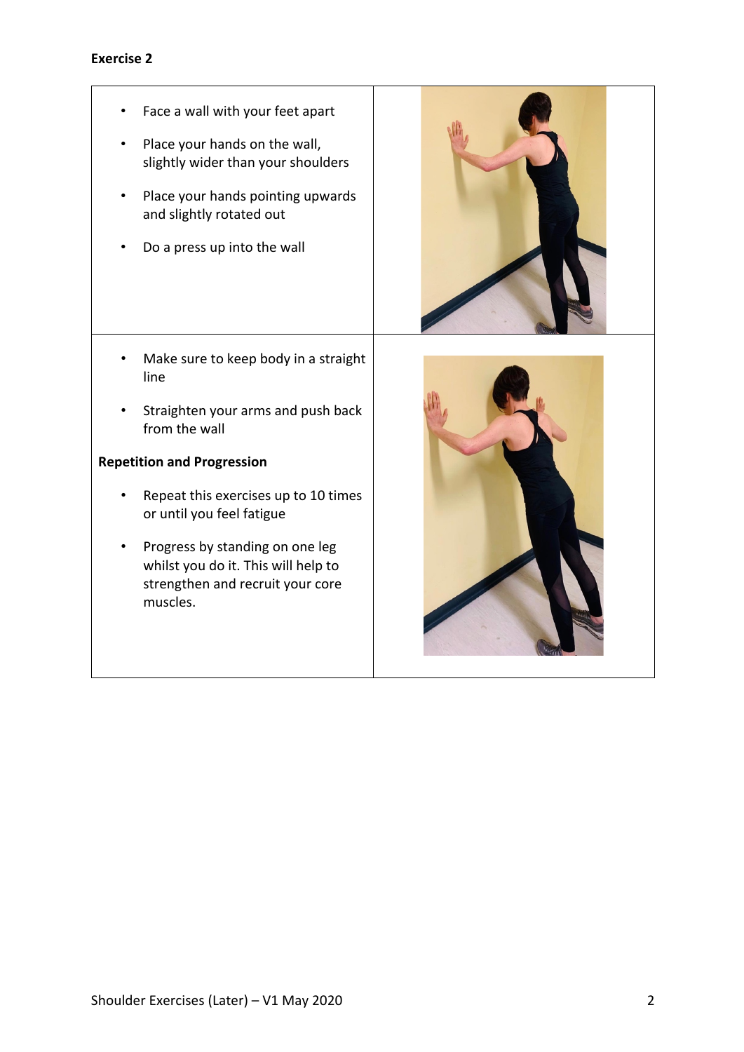**Exercise 2**

- Face a wall with your feet apart
- Place your hands on the wall, slightly wider than your shoulders
- Place your hands pointing upwards and slightly rotated out
- Do a press up into the wall

- Make sure to keep body in a straight line
- Straighten your arms and push back from the wall

**Repetition and Progression**

- Repeat this exercises up to 10 times or until you feel fatigue
- Progress by standing on one leg whilst you do it. This will help to strengthen and recruit your core muscles.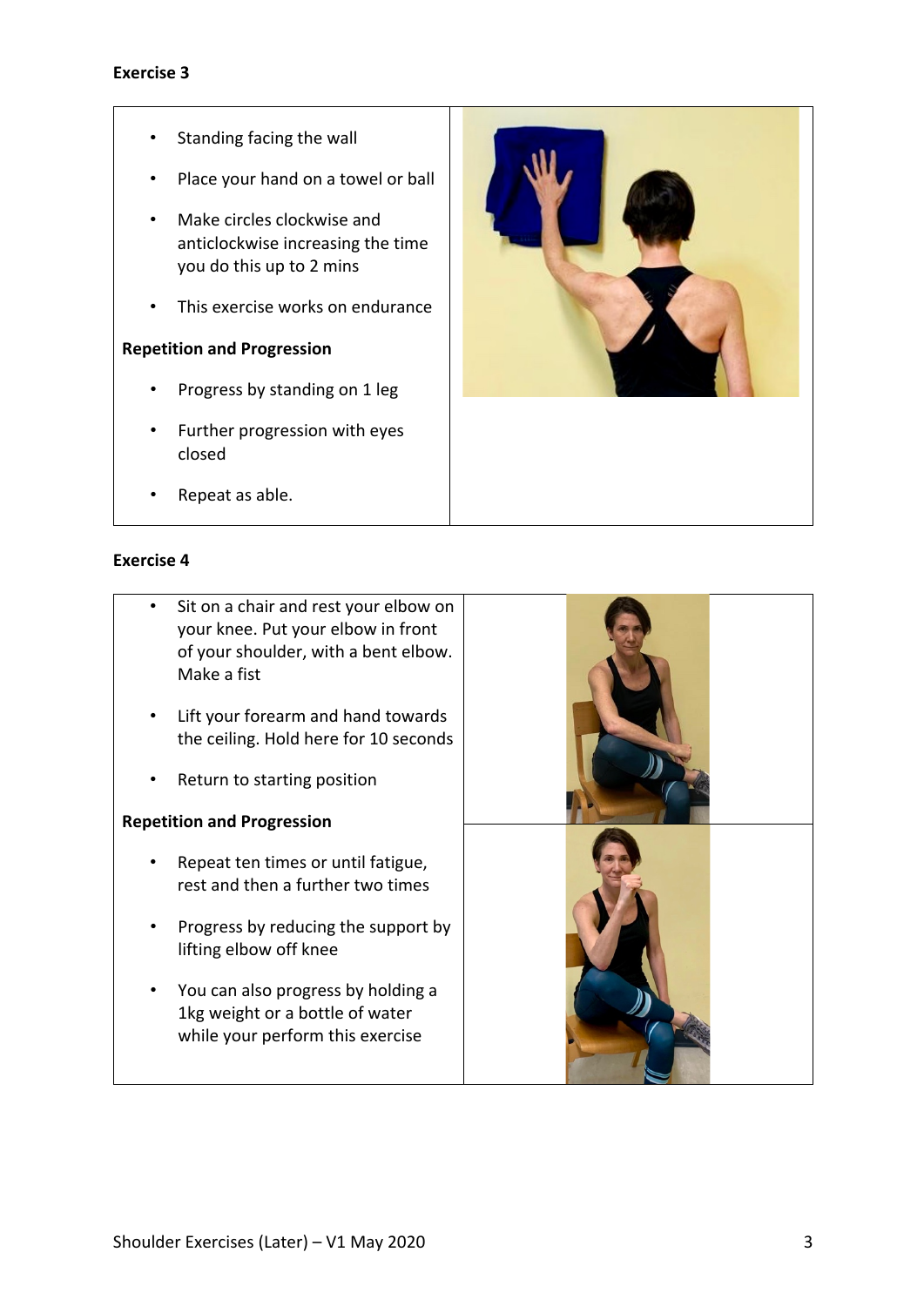### Exercise 3

- Standing facing the wall
- Place your hand on a towel or ball
- Make circles clockwise and anticlockwise increasing the time you do this up to 2 mins
- This exercise works on endurance

**Repetition and Progression**

- Progress by standing on 1 leg
- Further progression with eyes closed
- Repeat as able.

### Exercise 4

- Sit on a chair and rest your elbow on your knee. Put your elbow in front of your shoulder, with a bent elbow. Make a fist
- Lift your forearm and hand towards the ceiling. Hold here for 10 seconds
- Return to starting position

**Repetition and Progression**

- Repeat ten times or until fatigue, rest and then a further two times
- Progress by reducing the support by lifting elbow off knee
- You can also progress by holding a 1kg weight or a bottle of water while your perform this exercise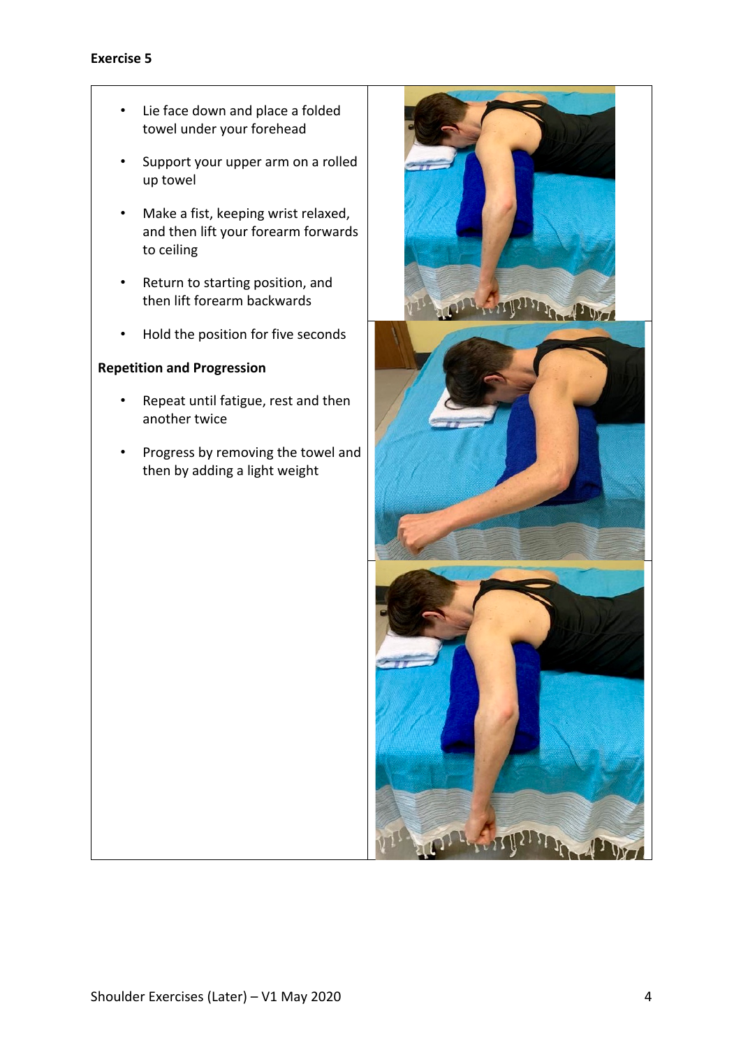**Exercise 5**

- Lie face down and place a folded towel under your forehead
- Support your upper arm on a rolled up towel
- Make a fist, keeping wrist relaxed, and then lift your forearm forwards to ceiling
- Return to starting position, and then lift forearm backwards
- Hold the position for five seconds

**Repetition and Progression**

- Repeat until fatigue, rest and then another twice
- Progress by removing the towel and then by adding a light weight